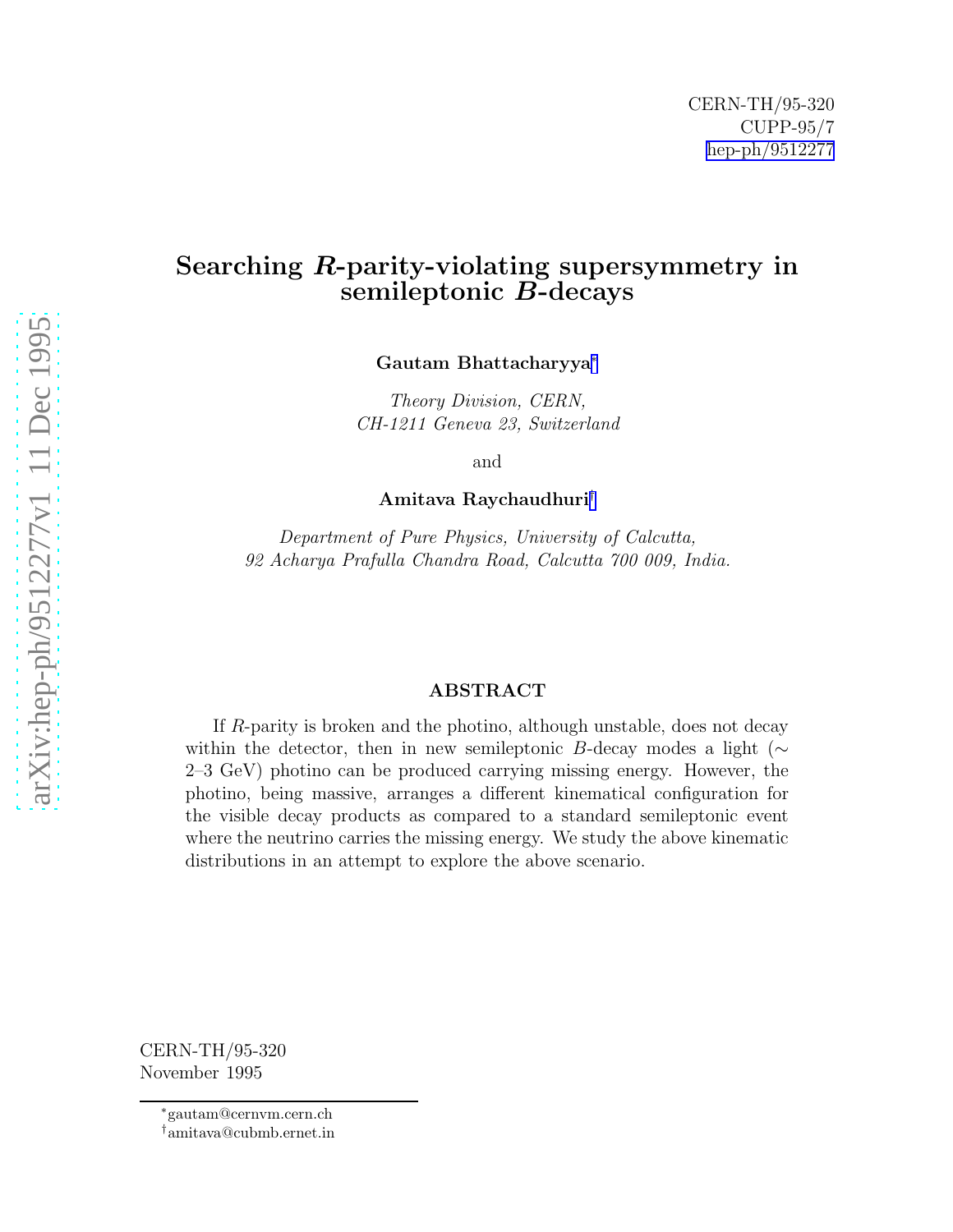CERN-TH/95-320
CUPP-95/7
hep-ph/9512277

# Searching $R$-parity-violating supersymmetry in semileptonic $B$-decays

**Gautam Bhattacharyya**[*]

*Theory Division, CERN,*
*CH-1211 Geneva 23, Switzerland*

and

**Amitava Raychaudhuri**[†]

*Department of Pure Physics, University of Calcutta,*
*92 Acharya Prafulla Chandra Road, Calcutta 700 009, India.*

### ABSTRACT

If $R$-parity is broken and the photino, although unstable, does not decay within the detector, then in new semileptonic $B$-decay modes a light ($\sim$ 2–3 GeV) photino can be produced carrying missing energy. However, the photino, being massive, arranges a different kinematical configuration for the visible decay products as compared to a standard semileptonic event where the neutrino carries the missing energy. We study the above kinematic distributions in an attempt to explore the above scenario.

CERN-TH/95-320
November 1995

[*] gautam@cernvm.cern.ch
[†] amitava@cubmb.ernet.in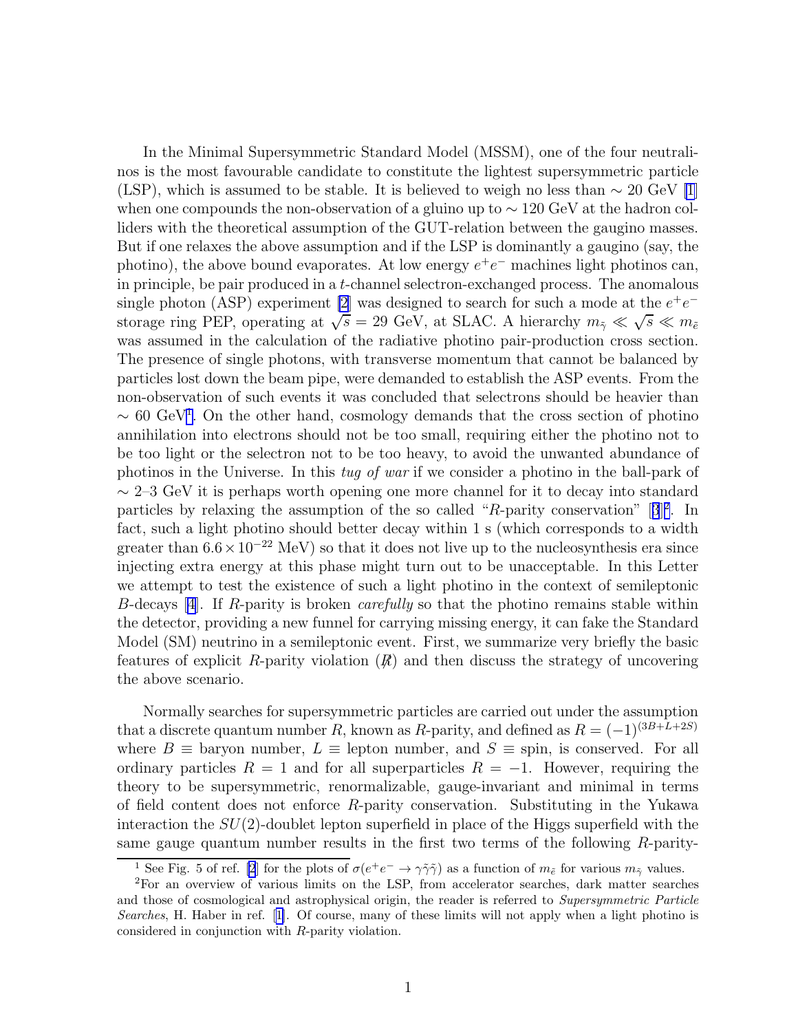In the Minimal Supersymmetric Standard Model (MSSM), one of the four neutralinos is the most favourable candidate to constitute the lightest supersymmetric particle (LSP), which is assumed to be stable. It is believed to weigh no less than $\sim 20$ GeV [1] when one compounds the non-observation of a gluino up to $\sim 120$ GeV at the hadron colliders with the theoretical assumption of the GUT-relation between the gaugino masses. But if one relaxes the above assumption and if the LSP is dominantly a gaugino (say, the photino), the above bound evaporates. At low energy $e^+e^-$ machines light photinos can, in principle, be pair produced in a $t$-channel selectron-exchanged process. The anomalous single photon (ASP) experiment [2] was designed to search for such a mode at the $e^+e^-$ storage ring PEP, operating at $\sqrt{s} = 29$ GeV, at SLAC. A hierarchy $m_{\tilde{\gamma}} \ll \sqrt{s} \ll m_{\tilde{e}}$ was assumed in the calculation of the radiative photino pair-production cross section. The presence of single photons, with transverse momentum that cannot be balanced by particles lost down the beam pipe, were demanded to establish the ASP events. From the non-observation of such events it was concluded that selectrons should be heavier than $\sim 60$ GeV[1]. On the other hand, cosmology demands that the cross section of photino annihilation into electrons should not be too small, requiring either the photino not to be too light or the selectron not to be too heavy, to avoid the unwanted abundance of photinos in the Universe. In this *tug of war* if we consider a photino in the ball-park of $\sim 2$–$3$ GeV it is perhaps worth opening one more channel for it to decay into standard particles by relaxing the assumption of the so called "$R$-parity conservation" [3][2]. In fact, such a light photino should better decay within 1 s (which corresponds to a width greater than $6.6 \times 10^{-22}$ MeV) so that it does not live up to the nucleosynthesis era since injecting extra energy at this phase might turn out to be unacceptable. In this Letter we attempt to test the existence of such a light photino in the context of semileptonic $B$-decays [4]. If $R$-parity is broken *carefully* so that the photino remains stable within the detector, providing a new funnel for carrying missing energy, it can fake the Standard Model (SM) neutrino in a semileptonic event. First, we summarize very briefly the basic features of explicit $R$-parity violation ($\not{R}$) and then discuss the strategy of uncovering the above scenario.

Normally searches for supersymmetric particles are carried out under the assumption that a discrete quantum number $R$, known as $R$-parity, and defined as $R = (-1)^{(3B+L+2S)}$ where $B \equiv$ baryon number, $L \equiv$ lepton number, and $S \equiv$ spin, is conserved. For all ordinary particles $R = 1$ and for all superparticles $R = -1$. However, requiring the theory to be supersymmetric, renormalizable, gauge-invariant and minimal in terms of field content does not enforce $R$-parity conservation. Substituting in the Yukawa interaction the $SU(2)$-doublet lepton superfield in place of the Higgs superfield with the same gauge quantum number results in the first two terms of the following $R$-parity-

[1] See Fig. 5 of ref. [2] for the plots of $\sigma(e^+e^- \to \gamma\tilde{\gamma}\tilde{\gamma})$ as a function of $m_{\tilde{e}}$ for various $m_{\tilde{\gamma}}$ values.

[2] For an overview of various limits on the LSP, from accelerator searches, dark matter searches and those of cosmological and astrophysical origin, the reader is referred to *Supersymmetric Particle Searches*, H. Haber in ref. [1]. Of course, many of these limits will not apply when a light photino is considered in conjunction with $R$-parity violation.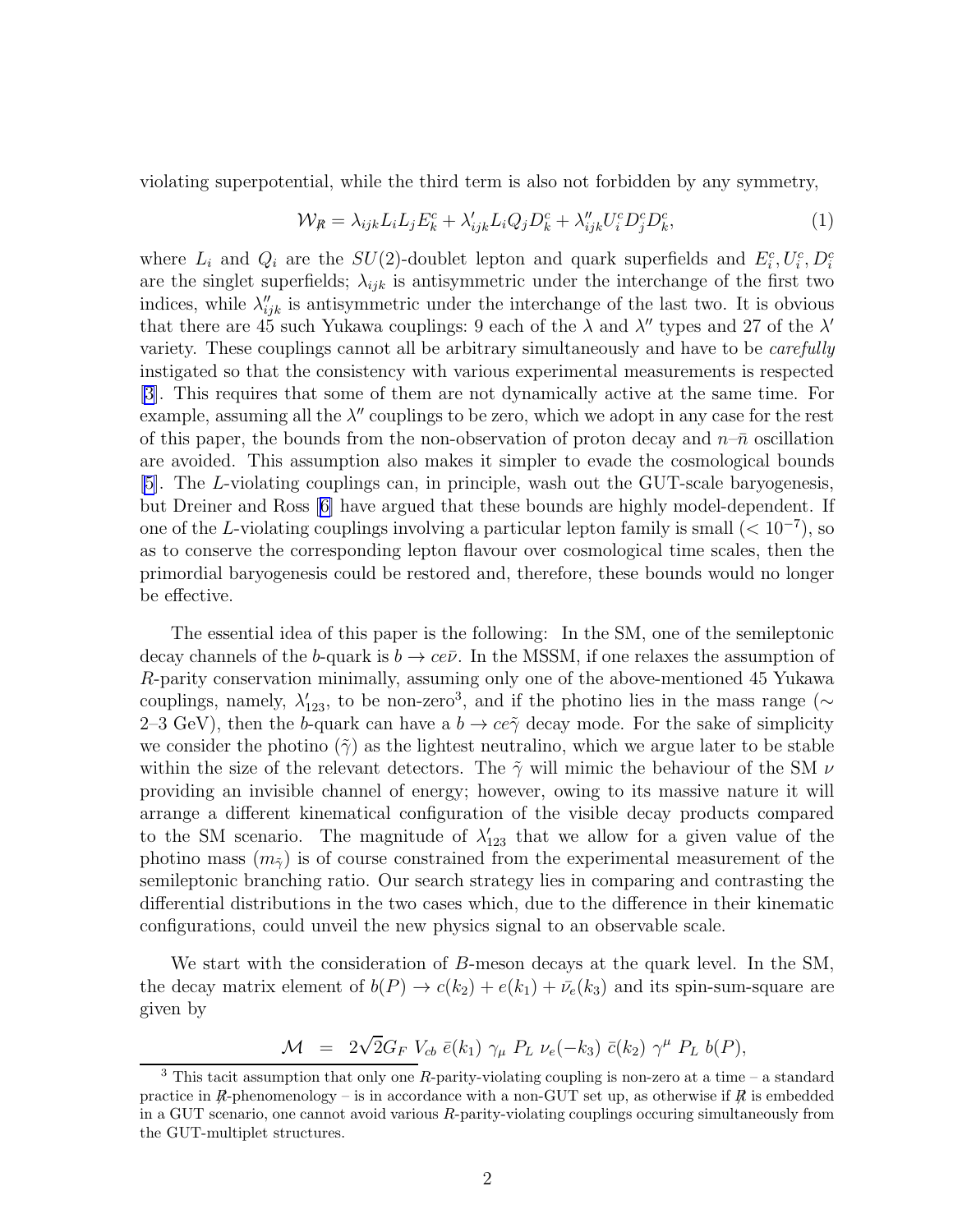violating superpotential, while the third term is also not forbidden by any symmetry,

$$\mathcal{W}_{\not R} = \lambda_{ijk} L_i L_j E^c_k + \lambda'_{ijk} L_i Q_j D^c_k + \lambda''_{ijk} U^c_i D^c_j D^c_k, \tag{1}$$

where $L_i$ and $Q_i$ are the $SU(2)$-doublet lepton and quark superfields and $E^c_i, U^c_i, D^c_i$ are the singlet superfields; $\lambda_{ijk}$ is antisymmetric under the interchange of the first two indices, while $\lambda''_{ijk}$ is antisymmetric under the interchange of the last two. It is obvious that there are 45 such Yukawa couplings: 9 each of the $\lambda$ and $\lambda''$ types and 27 of the $\lambda'$ variety. These couplings cannot all be arbitrary simultaneously and have to be *carefully* instigated so that the consistency with various experimental measurements is respected [3]. This requires that some of them are not dynamically active at the same time. For example, assuming all the $\lambda''$ couplings to be zero, which we adopt in any case for the rest of this paper, the bounds from the non-observation of proton decay and $n$–$\bar{n}$ oscillation are avoided. This assumption also makes it simpler to evade the cosmological bounds [5]. The $L$-violating couplings can, in principle, wash out the GUT-scale baryogenesis, but Dreiner and Ross [6] have argued that these bounds are highly model-dependent. If one of the $L$-violating couplings involving a particular lepton family is small ($< 10^{-7}$), so as to conserve the corresponding lepton flavour over cosmological time scales, then the primordial baryogenesis could be restored and, therefore, these bounds would no longer be effective.

The essential idea of this paper is the following: In the SM, one of the semileptonic decay channels of the $b$-quark is $b \to ce\bar{\nu}$. In the MSSM, if one relaxes the assumption of $R$-parity conservation minimally, assuming only one of the above-mentioned 45 Yukawa couplings, namely, $\lambda'_{123}$, to be non-zero[3], and if the photino lies in the mass range ($\sim$ 2–3 GeV), then the $b$-quark can have a $b \to ce\tilde{\gamma}$ decay mode. For the sake of simplicity we consider the photino ($\tilde{\gamma}$) as the lightest neutralino, which we argue later to be stable within the size of the relevant detectors. The $\tilde{\gamma}$ will mimic the behaviour of the SM $\nu$ providing an invisible channel of energy; however, owing to its massive nature it will arrange a different kinematical configuration of the visible decay products compared to the SM scenario. The magnitude of $\lambda'_{123}$ that we allow for a given value of the photino mass ($m_{\tilde{\gamma}}$) is of course constrained from the experimental measurement of the semileptonic branching ratio. Our search strategy lies in comparing and contrasting the differential distributions in the two cases which, due to the difference in their kinematic configurations, could unveil the new physics signal to an observable scale.

We start with the consideration of $B$-meson decays at the quark level. In the SM, the decay matrix element of $b(P) \to c(k_2) + e(k_1) + \bar{\nu}_e(k_3)$ and its spin-sum-square are given by

$$\mathcal{M} \;=\; 2\sqrt{2} G_F \, V_{cb} \; \bar{e}(k_1) \; \gamma_\mu \; P_L \; \nu_e(-k_3) \; \bar{c}(k_2) \; \gamma^\mu \; P_L \; b(P),$$

---

[3] This tacit assumption that only one $R$-parity-violating coupling is non-zero at a time – a standard practice in $\not R$-phenomenology – is in accordance with a non-GUT set up, as otherwise if $\not R$ is embedded in a GUT scenario, one cannot avoid various $R$-parity-violating couplings occuring simultaneously from the GUT-multiplet structures.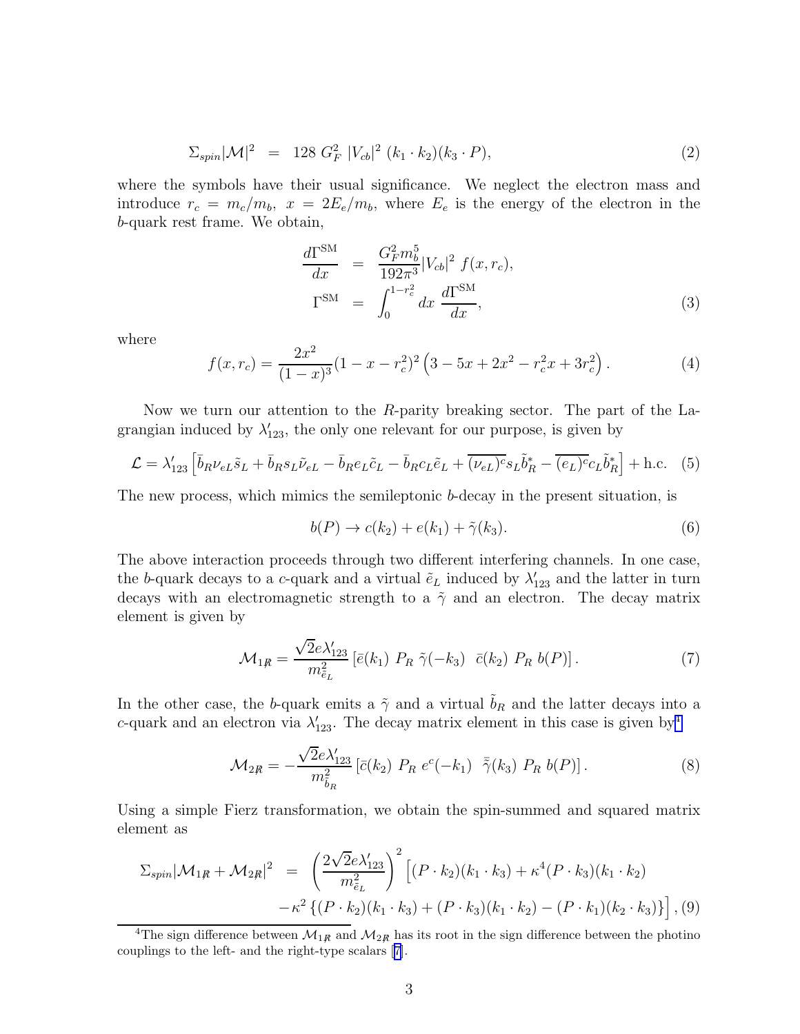$$\Sigma_{spin}|\mathcal{M}|^2 \;=\; 128\; G_F^2\; |V_{cb}|^2\; (k_1 \cdot k_2)(k_3 \cdot P), \tag{2}$$

where the symbols have their usual significance. We neglect the electron mass and introduce $r_c = m_c/m_b$, $x = 2E_e/m_b$, where $E_e$ is the energy of the electron in the $b$-quark rest frame. We obtain,

$$\begin{aligned}
\frac{d\Gamma^{\rm SM}}{dx} &= \frac{G_F^2 m_b^5}{192\pi^3}|V_{cb}|^2\; f(x, r_c), \\
\Gamma^{\rm SM} &= \int_0^{1-r_c^2} dx\; \frac{d\Gamma^{\rm SM}}{dx},
\end{aligned} \tag{3}$$

where

$$f(x, r_c) = \frac{2x^2}{(1-x)^3}(1 - x - r_c^2)^2 \left(3 - 5x + 2x^2 - r_c^2 x + 3r_c^2\right). \tag{4}$$

Now we turn our attention to the $R$-parity breaking sector. The part of the Lagrangian induced by $\lambda'_{123}$, the only one relevant for our purpose, is given by

$$\mathcal{L} = \lambda'_{123}\left[\bar{b}_R \nu_{eL}\tilde{s}_L + \bar{b}_R s_L \tilde{\nu}_{eL} - \bar{b}_R e_L \tilde{c}_L - \bar{b}_R c_L \tilde{e}_L + \overline{(\nu_{eL})^c} s_L \tilde{b}_R^* - \overline{(e_L)^c} c_L \tilde{b}_R^*\right] + \text{h.c.} \tag{5}$$

The new process, which mimics the semileptonic $b$-decay in the present situation, is

$$b(P) \to c(k_2) + e(k_1) + \tilde{\gamma}(k_3). \tag{6}$$

The above interaction proceeds through two different interfering channels. In one case, the $b$-quark decays to a $c$-quark and a virtual $\tilde{e}_L$ induced by $\lambda'_{123}$ and the latter in turn decays with an electromagnetic strength to a $\tilde{\gamma}$ and an electron. The decay matrix element is given by

$$\mathcal{M}_{1\not{R}} = \frac{\sqrt{2}e\lambda'_{123}}{m_{\tilde{e}_L}^2}\left[\bar{e}(k_1)\; P_R\; \tilde{\gamma}(-k_3)\;\; \bar{c}(k_2)\; P_R\; b(P)\right]. \tag{7}$$

In the other case, the $b$-quark emits a $\tilde{\gamma}$ and a virtual $\tilde{b}_R$ and the latter decays into a $c$-quark and an electron via $\lambda'_{123}$. The decay matrix element in this case is given by[4]

$$\mathcal{M}_{2\not{R}} = -\frac{\sqrt{2}e\lambda'_{123}}{m_{\tilde{b}_R}^2}\left[\bar{c}(k_2)\; P_R\; e^c(-k_1)\;\; \bar{\tilde{\gamma}}(k_3)\; P_R\; b(P)\right]. \tag{8}$$

Using a simple Fierz transformation, we obtain the spin-summed and squared matrix element as

$$\begin{aligned}
\Sigma_{spin}|\mathcal{M}_{1\not{R}} + \mathcal{M}_{2\not{R}}|^2 \;=\; &\left(\frac{2\sqrt{2}e\lambda'_{123}}{m_{\tilde{e}_L}^2}\right)^2 \Big[(P \cdot k_2)(k_1 \cdot k_3) + \kappa^4 (P \cdot k_3)(k_1 \cdot k_2) \\
&- \kappa^2 \left\{(P \cdot k_2)(k_1 \cdot k_3) + (P \cdot k_3)(k_1 \cdot k_2) - (P \cdot k_1)(k_2 \cdot k_3)\right\}\Big],
\end{aligned} \tag{9}$$

[4] The sign difference between $\mathcal{M}_{1\not{R}}$ and $\mathcal{M}_{2\not{R}}$ has its root in the sign difference between the photino couplings to the left- and the right-type scalars [7].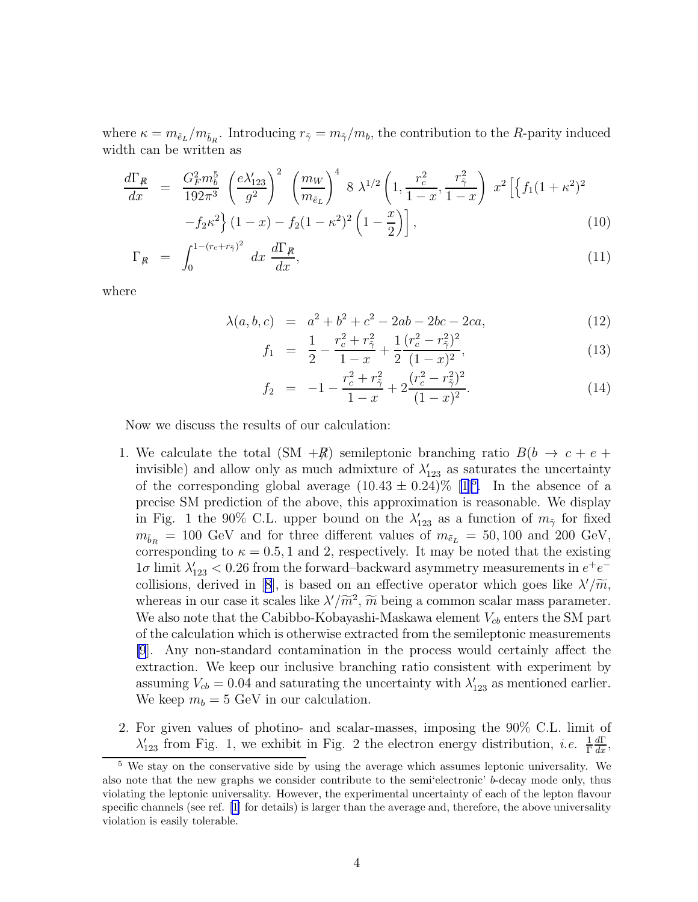where $\kappa = m_{\tilde{e}_L}/m_{\tilde{b}_R}$. Introducing $r_{\tilde{\gamma}} = m_{\tilde{\gamma}}/m_b$, the contribution to the $R$-parity induced width can be written as

$$
\begin{aligned}
\frac{d\Gamma_{\not R}}{dx} &= \frac{G_F^2 m_b^5}{192\pi^3} \left(\frac{e\lambda'_{123}}{g^2}\right)^2 \left(\frac{m_W}{m_{\tilde{e}_L}}\right)^4 8\ \lambda^{1/2}\left(1, \frac{r_c^2}{1-x}, \frac{r_{\tilde{\gamma}}^2}{1-x}\right)\ x^2 \Big[\Big\{f_1(1+\kappa^2)^2 \\
&\quad - f_2\kappa^2\Big\}(1-x) - f_2(1-\kappa^2)^2\left(1-\frac{x}{2}\right)\Big], \qquad (10)\\
\Gamma_{\not R} &= \int_0^{1-(r_c+r_{\tilde{\gamma}})^2} dx\ \frac{d\Gamma_{\not R}}{dx}, \qquad (11)
\end{aligned}
$$

where

$$
\begin{aligned}
\lambda(a,b,c) &= a^2 + b^2 + c^2 - 2ab - 2bc - 2ca, \qquad (12)\\
f_1 &= \frac{1}{2} - \frac{r_c^2 + r_{\tilde{\gamma}}^2}{1-x} + \frac{1}{2}\frac{(r_c^2 - r_{\tilde{\gamma}}^2)^2}{(1-x)^2}, \qquad (13)\\
f_2 &= -1 - \frac{r_c^2 + r_{\tilde{\gamma}}^2}{1-x} + 2\frac{(r_c^2 - r_{\tilde{\gamma}}^2)^2}{(1-x)^2}. \qquad (14)
\end{aligned}
$$

Now we discuss the results of our calculation:

1. We calculate the total (SM $+\not R$) semileptonic branching ratio $B(b \to c + e +$ invisible) and allow only as much admixture of $\lambda'_{123}$ as saturates the uncertainty of the corresponding global average $(10.43 \pm 0.24)\%$ [1][5]. In the absence of a precise SM prediction of the above, this approximation is reasonable. We display in Fig. 1 the 90% C.L. upper bound on the $\lambda'_{123}$ as a function of $m_{\tilde{\gamma}}$ for fixed $m_{\tilde{b}_R} = 100$ GeV and for three different values of $m_{\tilde{e}_L} = 50, 100$ and 200 GeV, corresponding to $\kappa = 0.5, 1$ and 2, respectively. It may be noted that the existing $1\sigma$ limit $\lambda'_{123} < 0.26$ from the forward–backward asymmetry measurements in $e^+e^-$ collisions, derived in [8], is based on an effective operator which goes like $\lambda'/\widetilde{m}$, whereas in our case it scales like $\lambda'/\widetilde{m}^2$, $\widetilde{m}$ being a common scalar mass parameter. We also note that the Cabibbo-Kobayashi-Maskawa element $V_{cb}$ enters the SM part of the calculation which is otherwise extracted from the semileptonic measurements [9]. Any non-standard contamination in the process would certainly affect the extraction. We keep our inclusive branching ratio consistent with experiment by assuming $V_{cb} = 0.04$ and saturating the uncertainty with $\lambda'_{123}$ as mentioned earlier. We keep $m_b = 5$ GeV in our calculation.

2. For given values of photino- and scalar-masses, imposing the 90% C.L. limit of $\lambda'_{123}$ from Fig. 1, we exhibit in Fig. 2 the electron energy distribution, *i.e.* $\frac{1}{\Gamma}\frac{d\Gamma}{dx}$,

[5] We stay on the conservative side by using the average which assumes leptonic universality. We also note that the new graphs we consider contribute to the semi'electronic' $b$-decay mode only, thus violating the leptonic universality. However, the experimental uncertainty of each of the lepton flavour specific channels (see ref. [1] for details) is larger than the average and, therefore, the above universality violation is easily tolerable.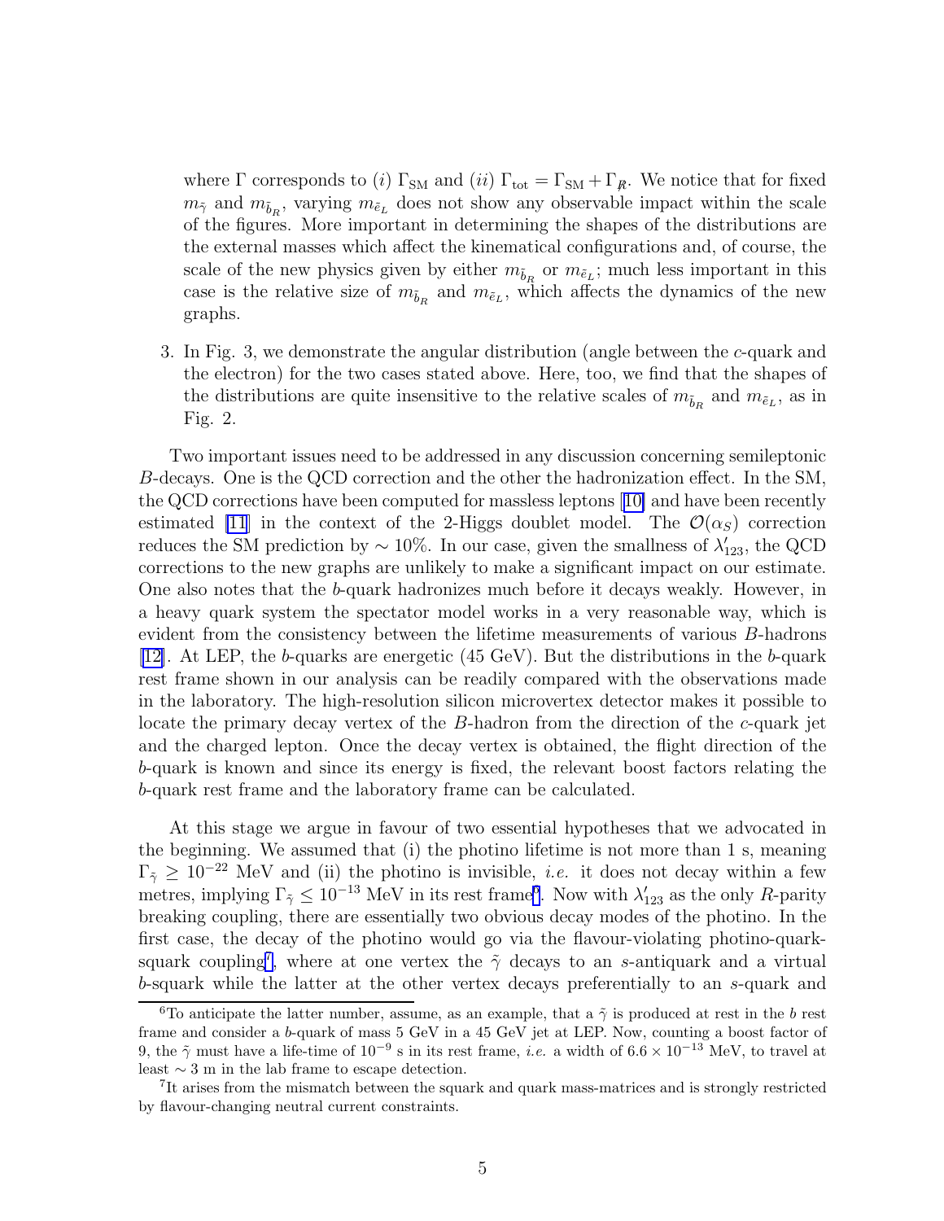where $\Gamma$ corresponds to (*i*) $\Gamma_{\rm SM}$ and (*ii*) $\Gamma_{\rm tot} = \Gamma_{\rm SM} + \Gamma_{\not R}$. We notice that for fixed $m_{\tilde\gamma}$ and $m_{\tilde b_R}$, varying $m_{\tilde e_L}$ does not show any observable impact within the scale of the figures. More important in determining the shapes of the distributions are the external masses which affect the kinematical configurations and, of course, the scale of the new physics given by either $m_{\tilde b_R}$ or $m_{\tilde e_L}$; much less important in this case is the relative size of $m_{\tilde b_R}$ and $m_{\tilde e_L}$, which affects the dynamics of the new graphs.

3. In Fig. 3, we demonstrate the angular distribution (angle between the $c$-quark and the electron) for the two cases stated above. Here, too, we find that the shapes of the distributions are quite insensitive to the relative scales of $m_{\tilde b_R}$ and $m_{\tilde e_L}$, as in Fig. 2.

Two important issues need to be addressed in any discussion concerning semileptonic $B$-decays. One is the QCD correction and the other the hadronization effect. In the SM, the QCD corrections have been computed for massless leptons [10] and have been recently estimated [11] in the context of the 2-Higgs doublet model. The $\mathcal{O}(\alpha_S)$ correction reduces the SM prediction by $\sim 10\%$. In our case, given the smallness of $\lambda'_{123}$, the QCD corrections to the new graphs are unlikely to make a significant impact on our estimate. One also notes that the $b$-quark hadronizes much before it decays weakly. However, in a heavy quark system the spectator model works in a very reasonable way, which is evident from the consistency between the lifetime measurements of various $B$-hadrons [12]. At LEP, the $b$-quarks are energetic (45 GeV). But the distributions in the $b$-quark rest frame shown in our analysis can be readily compared with the observations made in the laboratory. The high-resolution silicon microvertex detector makes it possible to locate the primary decay vertex of the $B$-hadron from the direction of the $c$-quark jet and the charged lepton. Once the decay vertex is obtained, the flight direction of the $b$-quark is known and since its energy is fixed, the relevant boost factors relating the $b$-quark rest frame and the laboratory frame can be calculated.

At this stage we argue in favour of two essential hypotheses that we advocated in the beginning. We assumed that (i) the photino lifetime is not more than 1 s, meaning $\Gamma_{\tilde\gamma} \geq 10^{-22}$ MeV and (ii) the photino is invisible, *i.e.* it does not decay within a few metres, implying $\Gamma_{\tilde\gamma} \leq 10^{-13}$ MeV in its rest frame[6]. Now with $\lambda'_{123}$ as the only $R$-parity breaking coupling, there are essentially two obvious decay modes of the photino. In the first case, the decay of the photino would go via the flavour-violating photino-quark-squark coupling[7], where at one vertex the $\tilde\gamma$ decays to an $s$-antiquark and a virtual $b$-squark while the latter at the other vertex decays preferentially to an $s$-quark and

[6] To anticipate the latter number, assume, as an example, that a $\tilde\gamma$ is produced at rest in the $b$ rest frame and consider a $b$-quark of mass 5 GeV in a 45 GeV jet at LEP. Now, counting a boost factor of 9, the $\tilde\gamma$ must have a life-time of $10^{-9}$ s in its rest frame, *i.e.* a width of $6.6 \times 10^{-13}$ MeV, to travel at least $\sim 3$ m in the lab frame to escape detection.

[7] It arises from the mismatch between the squark and quark mass-matrices and is strongly restricted by flavour-changing neutral current constraints.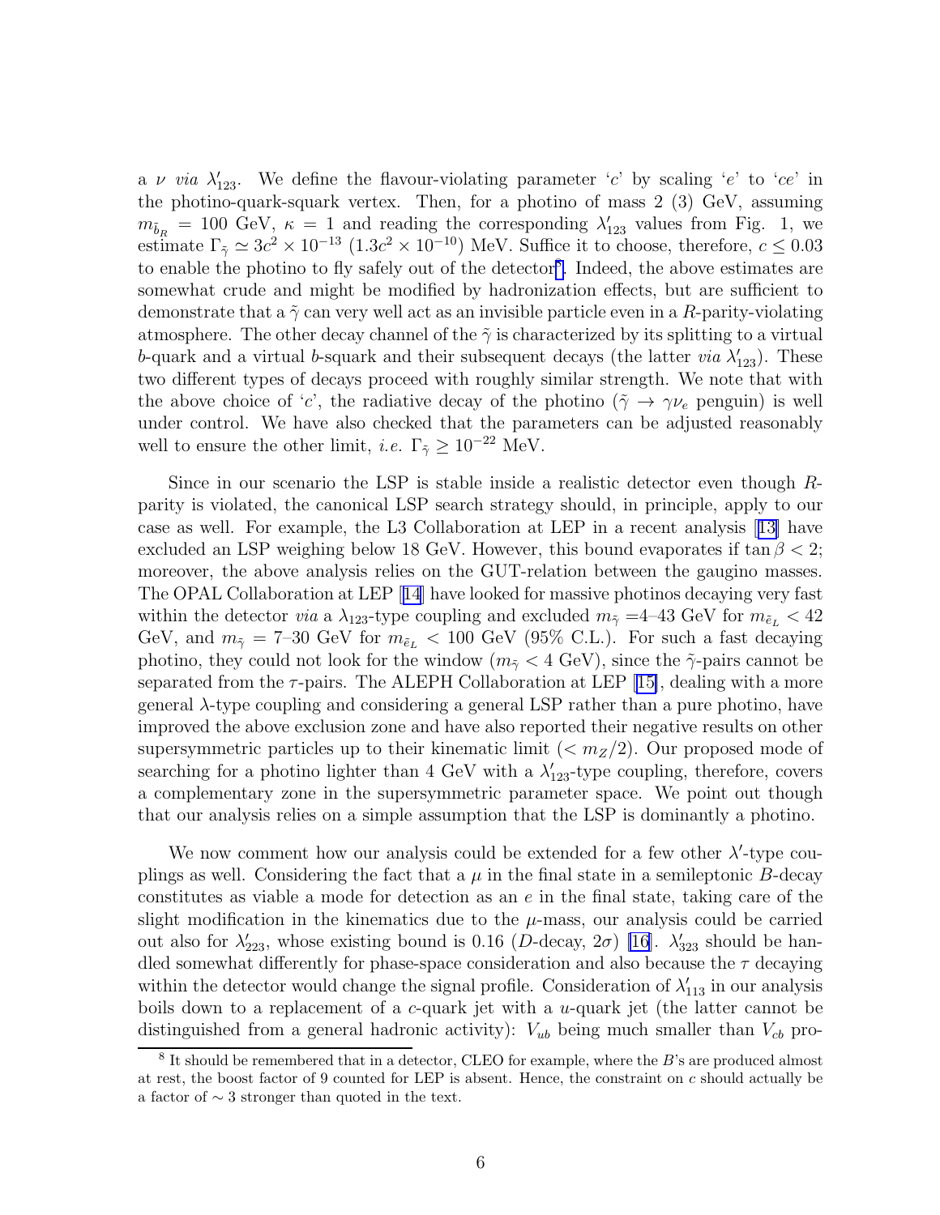a $\nu$ *via* $\lambda'_{123}$. We define the flavour-violating parameter '$c$' by scaling '$e$' to '$ce$' in the photino-quark-squark vertex. Then, for a photino of mass 2 (3) GeV, assuming $m_{\tilde{b}_R} = 100$ GeV, $\kappa = 1$ and reading the corresponding $\lambda'_{123}$ values from Fig. 1, we estimate $\Gamma_{\tilde{\gamma}} \simeq 3c^2 \times 10^{-13}$ ($1.3c^2 \times 10^{-10}$) MeV. Suffice it to choose, therefore, $c \leq 0.03$ to enable the photino to fly safely out of the detector[8]. Indeed, the above estimates are somewhat crude and might be modified by hadronization effects, but are sufficient to demonstrate that a $\tilde{\gamma}$ can very well act as an invisible particle even in a $R$-parity-violating atmosphere. The other decay channel of the $\tilde{\gamma}$ is characterized by its splitting to a virtual $b$-quark and a virtual $b$-squark and their subsequent decays (the latter *via* $\lambda'_{123}$). These two different types of decays proceed with roughly similar strength. We note that with the above choice of '$c$', the radiative decay of the photino ($\tilde{\gamma} \to \gamma \nu_e$ penguin) is well under control. We have also checked that the parameters can be adjusted reasonably well to ensure the other limit, *i.e.* $\Gamma_{\tilde{\gamma}} \geq 10^{-22}$ MeV.

Since in our scenario the LSP is stable inside a realistic detector even though $R$-parity is violated, the canonical LSP search strategy should, in principle, apply to our case as well. For example, the L3 Collaboration at LEP in a recent analysis [13] have excluded an LSP weighing below 18 GeV. However, this bound evaporates if $\tan\beta < 2$; moreover, the above analysis relies on the GUT-relation between the gaugino masses. The OPAL Collaboration at LEP [14] have looked for massive photinos decaying very fast within the detector *via* a $\lambda_{123}$-type coupling and excluded $m_{\tilde{\gamma}} =$4–43 GeV for $m_{\tilde{e}_L} < 42$ GeV, and $m_{\tilde{\gamma}} =$ 7–30 GeV for $m_{\tilde{e}_L} < 100$ GeV (95% C.L.). For such a fast decaying photino, they could not look for the window ($m_{\tilde{\gamma}} < 4$ GeV), since the $\tilde{\gamma}$-pairs cannot be separated from the $\tau$-pairs. The ALEPH Collaboration at LEP [15], dealing with a more general $\lambda$-type coupling and considering a general LSP rather than a pure photino, have improved the above exclusion zone and have also reported their negative results on other supersymmetric particles up to their kinematic limit ($< m_Z/2$). Our proposed mode of searching for a photino lighter than 4 GeV with a $\lambda'_{123}$-type coupling, therefore, covers a complementary zone in the supersymmetric parameter space. We point out though that our analysis relies on a simple assumption that the LSP is dominantly a photino.

We now comment how our analysis could be extended for a few other $\lambda'$-type couplings as well. Considering the fact that a $\mu$ in the final state in a semileptonic $B$-decay constitutes as viable a mode for detection as an $e$ in the final state, taking care of the slight modification in the kinematics due to the $\mu$-mass, our analysis could be carried out also for $\lambda'_{223}$, whose existing bound is 0.16 ($D$-decay, $2\sigma$) [16]. $\lambda'_{323}$ should be handled somewhat differently for phase-space consideration and also because the $\tau$ decaying within the detector would change the signal profile. Consideration of $\lambda'_{113}$ in our analysis boils down to a replacement of a $c$-quark jet with a $u$-quark jet (the latter cannot be distinguished from a general hadronic activity): $V_{ub}$ being much smaller than $V_{cb}$ pro-

[8] It should be remembered that in a detector, CLEO for example, where the $B$'s are produced almost at rest, the boost factor of 9 counted for LEP is absent. Hence, the constraint on $c$ should actually be a factor of $\sim 3$ stronger than quoted in the text.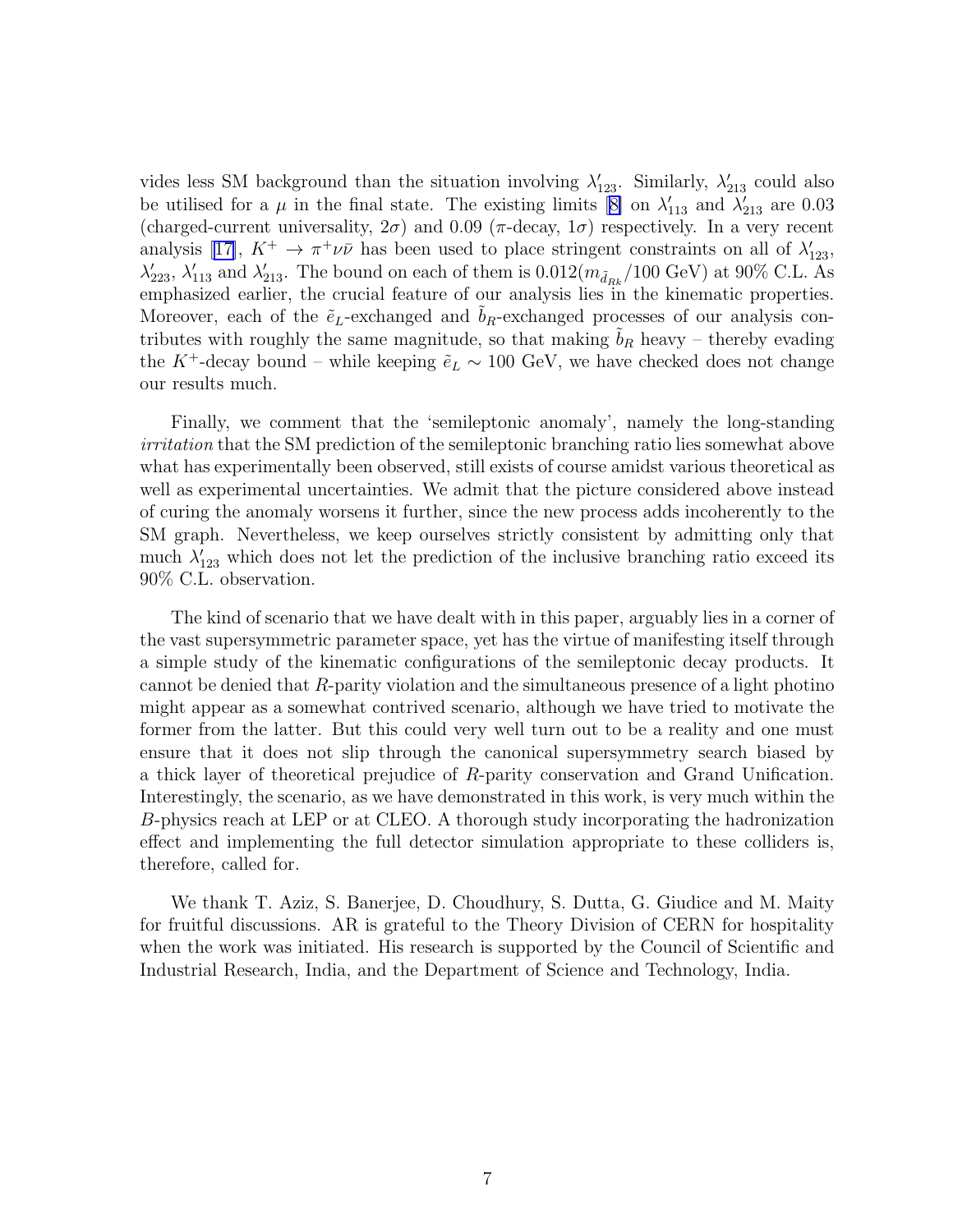vides less SM background than the situation involving $\lambda'_{123}$. Similarly, $\lambda'_{213}$ could also be utilised for a $\mu$ in the final state. The existing limits [8] on $\lambda'_{113}$ and $\lambda'_{213}$ are 0.03 (charged-current universality, $2\sigma$) and 0.09 ($\pi$-decay, $1\sigma$) respectively. In a very recent analysis [17], $K^+ \to \pi^+ \nu \bar{\nu}$ has been used to place stringent constraints on all of $\lambda'_{123}$, $\lambda'_{223}$, $\lambda'_{113}$ and $\lambda'_{213}$. The bound on each of them is $0.012(m_{\tilde{d}_{Rk}}/100 \text{ GeV})$ at 90% C.L. As emphasized earlier, the crucial feature of our analysis lies in the kinematic properties. Moreover, each of the $\tilde{e}_L$-exchanged and $\tilde{b}_R$-exchanged processes of our analysis contributes with roughly the same magnitude, so that making $\tilde{b}_R$ heavy – thereby evading the $K^+$-decay bound – while keeping $\tilde{e}_L \sim 100$ GeV, we have checked does not change our results much.

Finally, we comment that the 'semileptonic anomaly', namely the long-standing *irritation* that the SM prediction of the semileptonic branching ratio lies somewhat above what has experimentally been observed, still exists of course amidst various theoretical as well as experimental uncertainties. We admit that the picture considered above instead of curing the anomaly worsens it further, since the new process adds incoherently to the SM graph. Nevertheless, we keep ourselves strictly consistent by admitting only that much $\lambda'_{123}$ which does not let the prediction of the inclusive branching ratio exceed its 90% C.L. observation.

The kind of scenario that we have dealt with in this paper, arguably lies in a corner of the vast supersymmetric parameter space, yet has the virtue of manifesting itself through a simple study of the kinematic configurations of the semileptonic decay products. It cannot be denied that $R$-parity violation and the simultaneous presence of a light photino might appear as a somewhat contrived scenario, although we have tried to motivate the former from the latter. But this could very well turn out to be a reality and one must ensure that it does not slip through the canonical supersymmetry search biased by a thick layer of theoretical prejudice of $R$-parity conservation and Grand Unification. Interestingly, the scenario, as we have demonstrated in this work, is very much within the $B$-physics reach at LEP or at CLEO. A thorough study incorporating the hadronization effect and implementing the full detector simulation appropriate to these colliders is, therefore, called for.

We thank T. Aziz, S. Banerjee, D. Choudhury, S. Dutta, G. Giudice and M. Maity for fruitful discussions. AR is grateful to the Theory Division of CERN for hospitality when the work was initiated. His research is supported by the Council of Scientific and Industrial Research, India, and the Department of Science and Technology, India.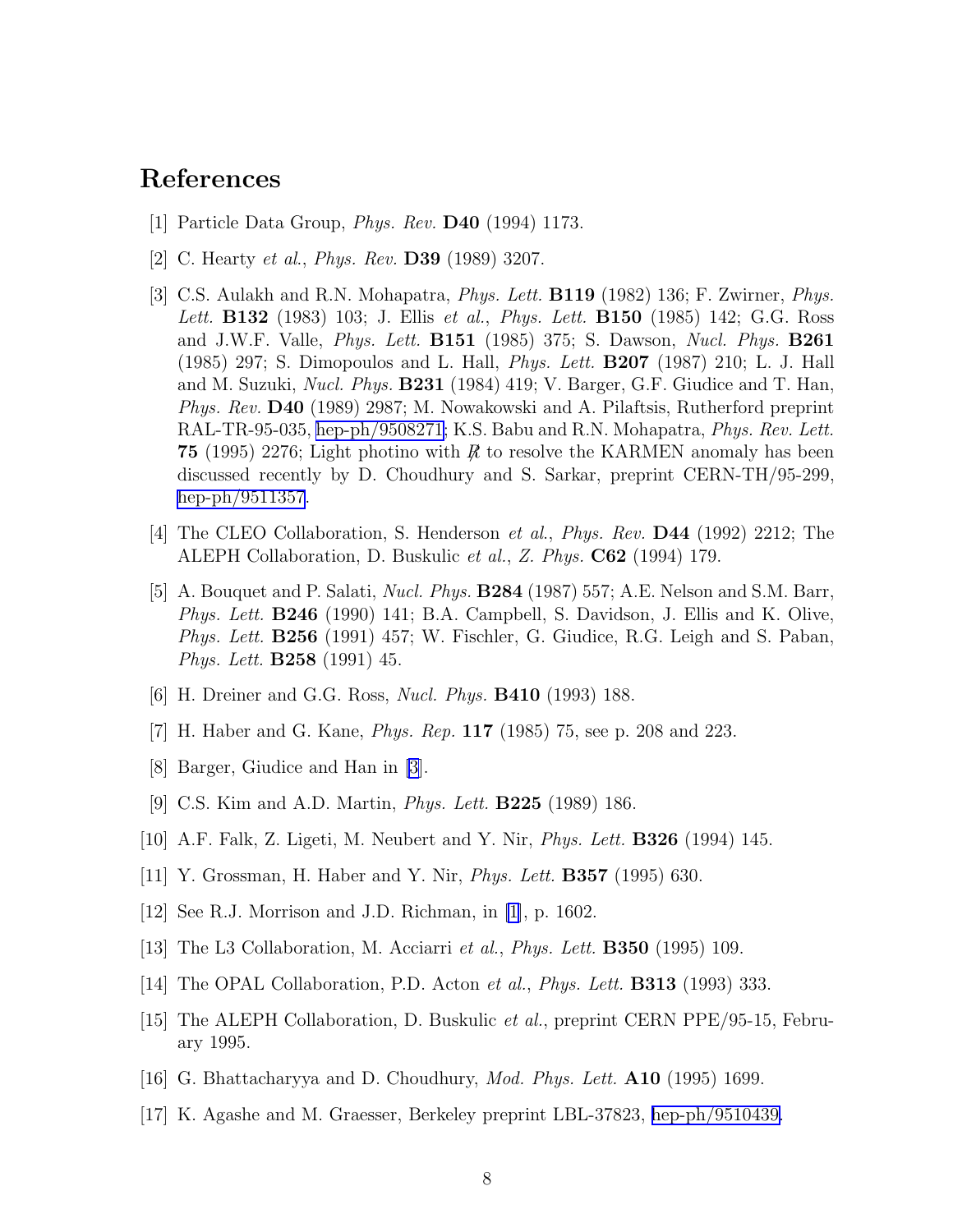# References

[1] Particle Data Group, *Phys. Rev.* **D40** (1994) 1173.

[2] C. Hearty *et al.*, *Phys. Rev.* **D39** (1989) 3207.

[3] C.S. Aulakh and R.N. Mohapatra, *Phys. Lett.* **B119** (1982) 136; F. Zwirner, *Phys. Lett.* **B132** (1983) 103; J. Ellis *et al.*, *Phys. Lett.* **B150** (1985) 142; G.G. Ross and J.W.F. Valle, *Phys. Lett.* **B151** (1985) 375; S. Dawson, *Nucl. Phys.* **B261** (1985) 297; S. Dimopoulos and L. Hall, *Phys. Lett.* **B207** (1987) 210; L. J. Hall and M. Suzuki, *Nucl. Phys.* **B231** (1984) 419; V. Barger, G.F. Giudice and T. Han, *Phys. Rev.* **D40** (1989) 2987; M. Nowakowski and A. Pilaftsis, Rutherford preprint RAL-TR-95-035, hep-ph/9508271; K.S. Babu and R.N. Mohapatra, *Phys. Rev. Lett.* **75** (1995) 2276; Light photino with $\not{R}$ to resolve the KARMEN anomaly has been discussed recently by D. Choudhury and S. Sarkar, preprint CERN-TH/95-299, hep-ph/9511357.

[4] The CLEO Collaboration, S. Henderson *et al.*, *Phys. Rev.* **D44** (1992) 2212; The ALEPH Collaboration, D. Buskulic *et al.*, *Z. Phys.* **C62** (1994) 179.

[5] A. Bouquet and P. Salati, *Nucl. Phys.* **B284** (1987) 557; A.E. Nelson and S.M. Barr, *Phys. Lett.* **B246** (1990) 141; B.A. Campbell, S. Davidson, J. Ellis and K. Olive, *Phys. Lett.* **B256** (1991) 457; W. Fischler, G. Giudice, R.G. Leigh and S. Paban, *Phys. Lett.* **B258** (1991) 45.

[6] H. Dreiner and G.G. Ross, *Nucl. Phys.* **B410** (1993) 188.

[7] H. Haber and G. Kane, *Phys. Rep.* **117** (1985) 75, see p. 208 and 223.

[8] Barger, Giudice and Han in [3].

[9] C.S. Kim and A.D. Martin, *Phys. Lett.* **B225** (1989) 186.

[10] A.F. Falk, Z. Ligeti, M. Neubert and Y. Nir, *Phys. Lett.* **B326** (1994) 145.

[11] Y. Grossman, H. Haber and Y. Nir, *Phys. Lett.* **B357** (1995) 630.

[12] See R.J. Morrison and J.D. Richman, in [1], p. 1602.

[13] The L3 Collaboration, M. Acciarri *et al.*, *Phys. Lett.* **B350** (1995) 109.

[14] The OPAL Collaboration, P.D. Acton *et al.*, *Phys. Lett.* **B313** (1993) 333.

[15] The ALEPH Collaboration, D. Buskulic *et al.*, preprint CERN PPE/95-15, February 1995.

[16] G. Bhattacharyya and D. Choudhury, *Mod. Phys. Lett.* **A10** (1995) 1699.

[17] K. Agashe and M. Graesser, Berkeley preprint LBL-37823, hep-ph/9510439.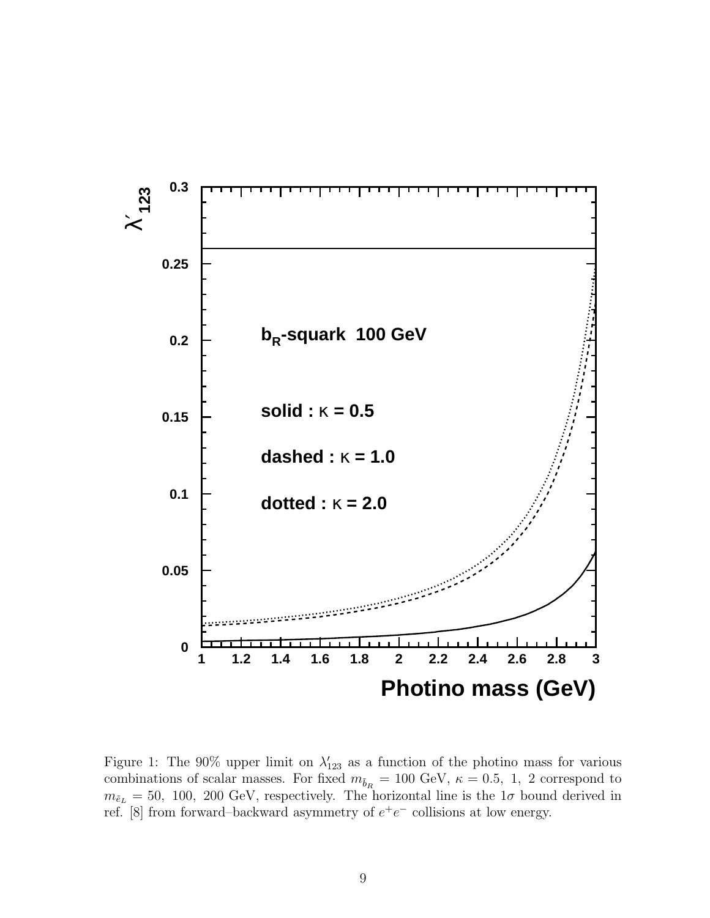Figure 1: The 90% upper limit on $\lambda'_{123}$ as a function of the photino mass for various combinations of scalar masses. For fixed $m_{\tilde{b}_R} = 100$ GeV, $\kappa = 0.5,\ 1,\ 2$ correspond to $m_{\tilde{e}_L} = 50,\ 100,\ 200$ GeV, respectively. The horizontal line is the $1\sigma$ bound derived in ref. [8] from forward–backward asymmetry of $e^+e^-$ collisions at low energy.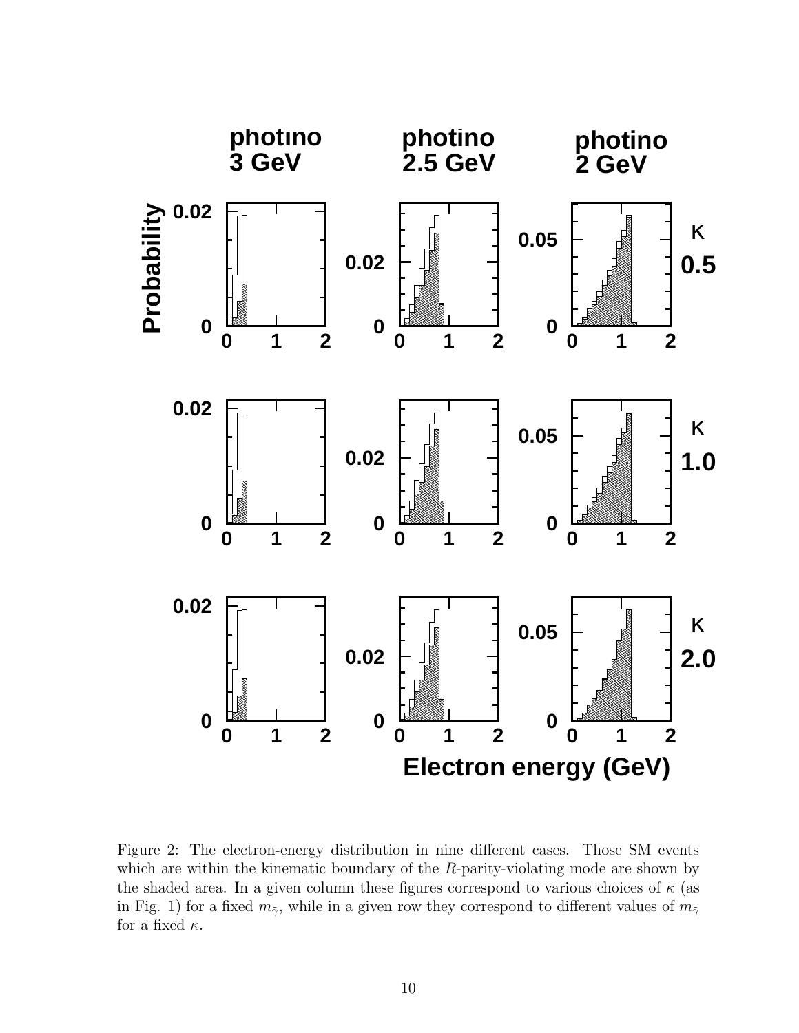Figure 2: The electron-energy distribution in nine different cases. Those SM events which are within the kinematic boundary of the $R$-parity-violating mode are shown by the shaded area. In a given column these figures correspond to various choices of $\kappa$ (as in Fig. 1) for a fixed $m_{\tilde{\gamma}}$, while in a given row they correspond to different values of $m_{\tilde{\gamma}}$ for a fixed $\kappa$.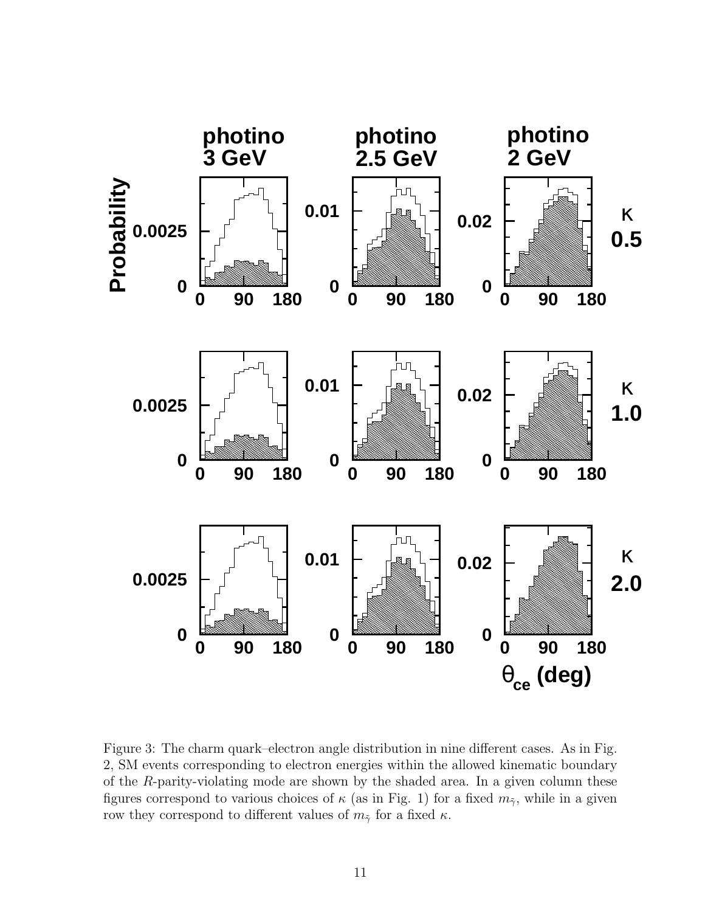photino
3 GeV

photino
2.5 GeV

photino
2 GeV

Probability

0.0025
0
0 90 180

0.01
0
0 90 180

0.02
0
0 90 180

κ
0.5

0.0025
0
0 90 180

0.01
0
0 90 180

0.02
0
0 90 180

κ
1.0

0.0025
0
0 90 180

0.01
0
0 90 180

0.02
0
0 90 180

κ
2.0

$\theta_{ce}$ (deg)

Figure 3: The charm quark–electron angle distribution in nine different cases. As in Fig. 2, SM events corresponding to electron energies within the allowed kinematic boundary of the $R$-parity-violating mode are shown by the shaded area. In a given column these figures correspond to various choices of $\kappa$ (as in Fig. 1) for a fixed $m_{\tilde{\gamma}}$, while in a given row they correspond to different values of $m_{\tilde{\gamma}}$ for a fixed $\kappa$.